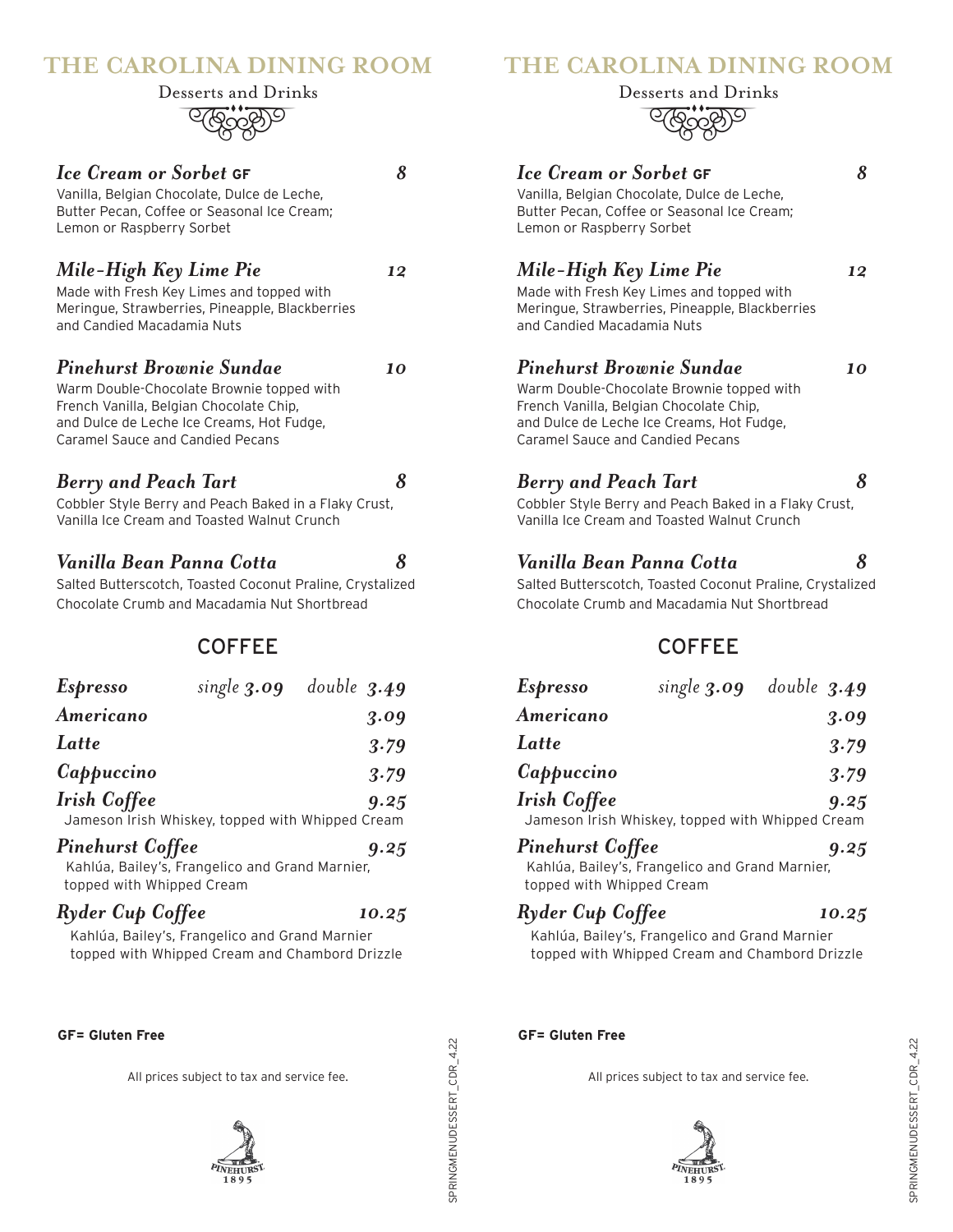# THE CAROLINA DINING ROOM

Desserts and Drinks

***Ice Cream or Sorbet* GF** — *8*

Vanilla, Belgian Chocolate, Dulce de Leche, Butter Pecan, Coffee or Seasonal Ice Cream; Lemon or Raspberry Sorbet

***Mile-High Key Lime Pie*** — *12*

Made with Fresh Key Limes and topped with Meringue, Strawberries, Pineapple, Blackberries and Candied Macadamia Nuts

***Pinehurst Brownie Sundae*** — *10*

Warm Double-Chocolate Brownie topped with French Vanilla, Belgian Chocolate Chip, and Dulce de Leche Ice Creams, Hot Fudge, Caramel Sauce and Candied Pecans

***Berry and Peach Tart*** — *8*

Cobbler Style Berry and Peach Baked in a Flaky Crust, Vanilla Ice Cream and Toasted Walnut Crunch

***Vanilla Bean Panna Cotta*** — *8*

Salted Butterscotch, Toasted Coconut Praline, Crystalized Chocolate Crumb and Macadamia Nut Shortbread

## COFFEE

***Espresso*** — *single 3.09* — *double 3.49*

***Americano*** — *3.09*

***Latte*** — *3.79*

***Cappuccino*** — *3.79*

***Irish Coffee*** — *9.25*

Jameson Irish Whiskey, topped with Whipped Cream

***Pinehurst Coffee*** — *9.25*

Kahlúa, Bailey's, Frangelico and Grand Marnier, topped with Whipped Cream

***Ryder Cup Coffee*** — *10.25*

Kahlúa, Bailey's, Frangelico and Grand Marnier topped with Whipped Cream and Chambord Drizzle

**GF= Gluten Free**

All prices subject to tax and service fee.

# THE CAROLINA DINING ROOM

Desserts and Drinks

***Ice Cream or Sorbet* GF** — *8*

Vanilla, Belgian Chocolate, Dulce de Leche, Butter Pecan, Coffee or Seasonal Ice Cream; Lemon or Raspberry Sorbet

***Mile-High Key Lime Pie*** — *12*

Made with Fresh Key Limes and topped with Meringue, Strawberries, Pineapple, Blackberries and Candied Macadamia Nuts

***Pinehurst Brownie Sundae*** — *10*

Warm Double-Chocolate Brownie topped with French Vanilla, Belgian Chocolate Chip, and Dulce de Leche Ice Creams, Hot Fudge, Caramel Sauce and Candied Pecans

***Berry and Peach Tart*** — *8*

Cobbler Style Berry and Peach Baked in a Flaky Crust, Vanilla Ice Cream and Toasted Walnut Crunch

***Vanilla Bean Panna Cotta*** — *8*

Salted Butterscotch, Toasted Coconut Praline, Crystalized Chocolate Crumb and Macadamia Nut Shortbread

## COFFEE

***Espresso*** — *single 3.09* — *double 3.49*

***Americano*** — *3.09*

***Latte*** — *3.79*

***Cappuccino*** — *3.79*

***Irish Coffee*** — *9.25*

Jameson Irish Whiskey, topped with Whipped Cream

***Pinehurst Coffee*** — *9.25*

Kahlúa, Bailey's, Frangelico and Grand Marnier, topped with Whipped Cream

***Ryder Cup Coffee*** — *10.25*

Kahlúa, Bailey's, Frangelico and Grand Marnier topped with Whipped Cream and Chambord Drizzle

**GF= Gluten Free**

All prices subject to tax and service fee.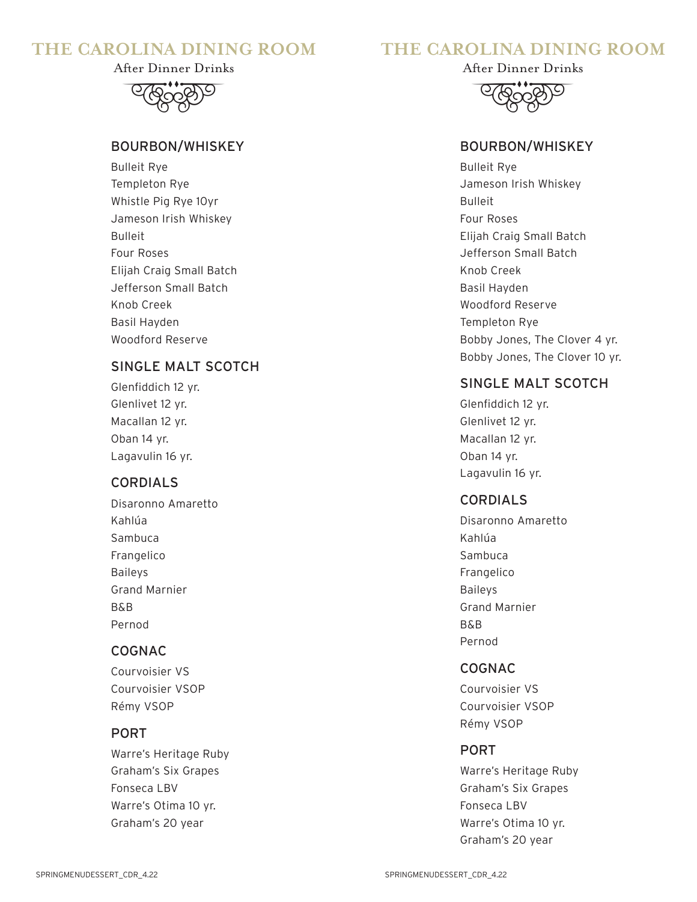# THE CAROLINA DINING ROOM

After Dinner Drinks

## BOURBON/WHISKEY

Bulleit Rye
Templeton Rye
Whistle Pig Rye 10yr
Jameson Irish Whiskey
Bulleit
Four Roses
Elijah Craig Small Batch
Jefferson Small Batch
Knob Creek
Basil Hayden
Woodford Reserve

## SINGLE MALT SCOTCH

Glenfiddich 12 yr.
Glenlivet 12 yr.
Macallan 12 yr.
Oban 14 yr.
Lagavulin 16 yr.

## CORDIALS

Disaronno Amaretto
Kahlúa
Sambuca
Frangelico
Baileys
Grand Marnier
B&B
Pernod

## COGNAC

Courvoisier VS
Courvoisier VSOP
Rémy VSOP

## PORT

Warre's Heritage Ruby
Graham's Six Grapes
Fonseca LBV
Warre's Otima 10 yr.
Graham's 20 year

SPRINGMENUDESSERT_CDR_4.22

# THE CAROLINA DINING ROOM

After Dinner Drinks

## BOURBON/WHISKEY

Bulleit Rye
Jameson Irish Whiskey
Bulleit
Four Roses
Elijah Craig Small Batch
Jefferson Small Batch
Knob Creek
Basil Hayden
Woodford Reserve
Templeton Rye
Bobby Jones, The Clover 4 yr.
Bobby Jones, The Clover 10 yr.

## SINGLE MALT SCOTCH

Glenfiddich 12 yr.
Glenlivet 12 yr.
Macallan 12 yr.
Oban 14 yr.
Lagavulin 16 yr.

## CORDIALS

Disaronno Amaretto
Kahlúa
Sambuca
Frangelico
Baileys
Grand Marnier
B&B
Pernod

## COGNAC

Courvoisier VS
Courvoisier VSOP
Rémy VSOP

## PORT

Warre's Heritage Ruby
Graham's Six Grapes
Fonseca LBV
Warre's Otima 10 yr.
Graham's 20 year

SPRINGMENUDESSERT_CDR_4.22